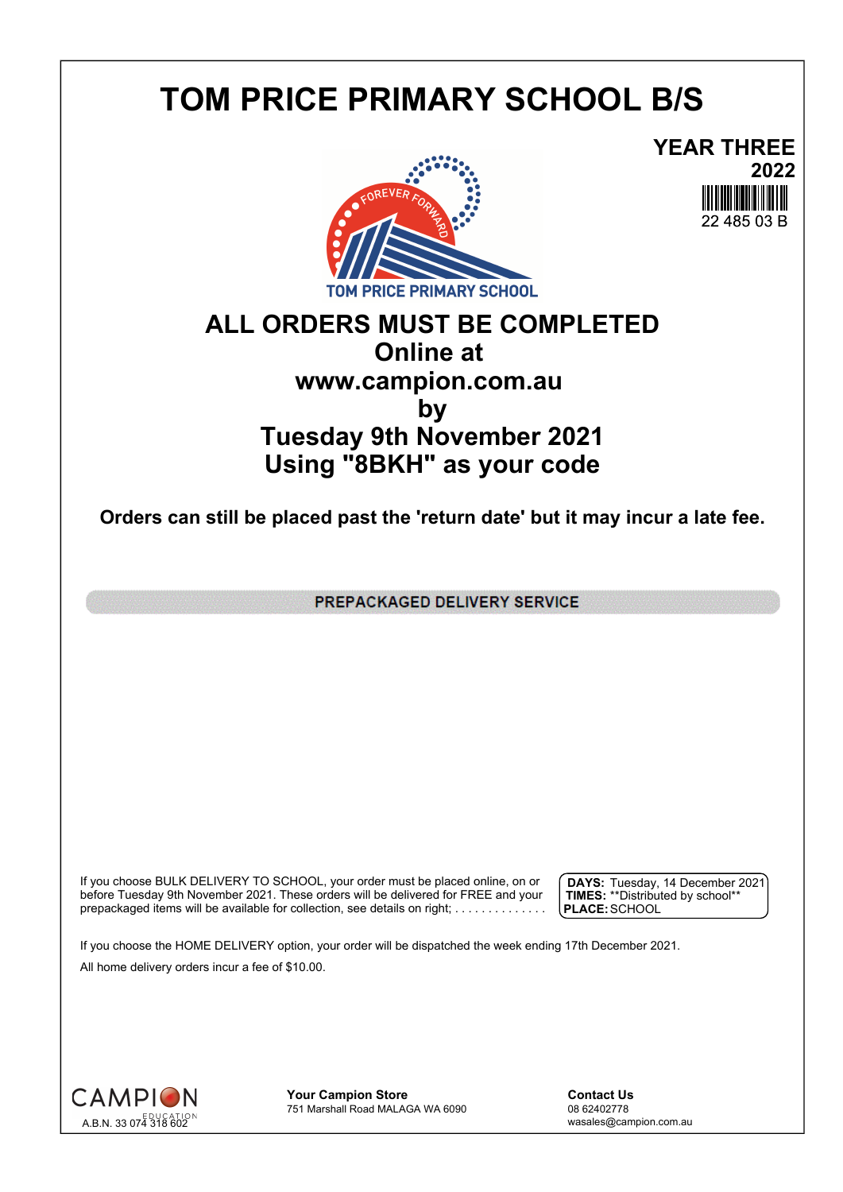# TOM PRICE PRIMARY SCHOOL B/S

**YEAR THREE**
**2022**
22 485 03 B

TOM PRICE PRIMARY SCHOOL

## ALL ORDERS MUST BE COMPLETED
## Online at
## www.campion.com.au
## by
## Tuesday 9th November 2021
## Using "8BKH" as your code

**Orders can still be placed past the 'return date' but it may incur a late fee.**

**PREPACKAGED DELIVERY SERVICE**

If you choose BULK DELIVERY TO SCHOOL, your order must be placed online, on or before Tuesday 9th November 2021. These orders will be delivered for FREE and your prepackaged items will be available for collection, see details on right; . . . . . . . . . . . . . .

**DAYS:** Tuesday, 14 December 2021
**TIMES:** **Distributed by school**
**PLACE:** SCHOOL

If you choose the HOME DELIVERY option, your order will be dispatched the week ending 17th December 2021.

All home delivery orders incur a fee of $10.00.

CAMPION EDUCATION
A.B.N. 33 074 318 602

**Your Campion Store**
751 Marshall Road MALAGA WA 6090

**Contact Us**
08 62402778
wasales@campion.com.au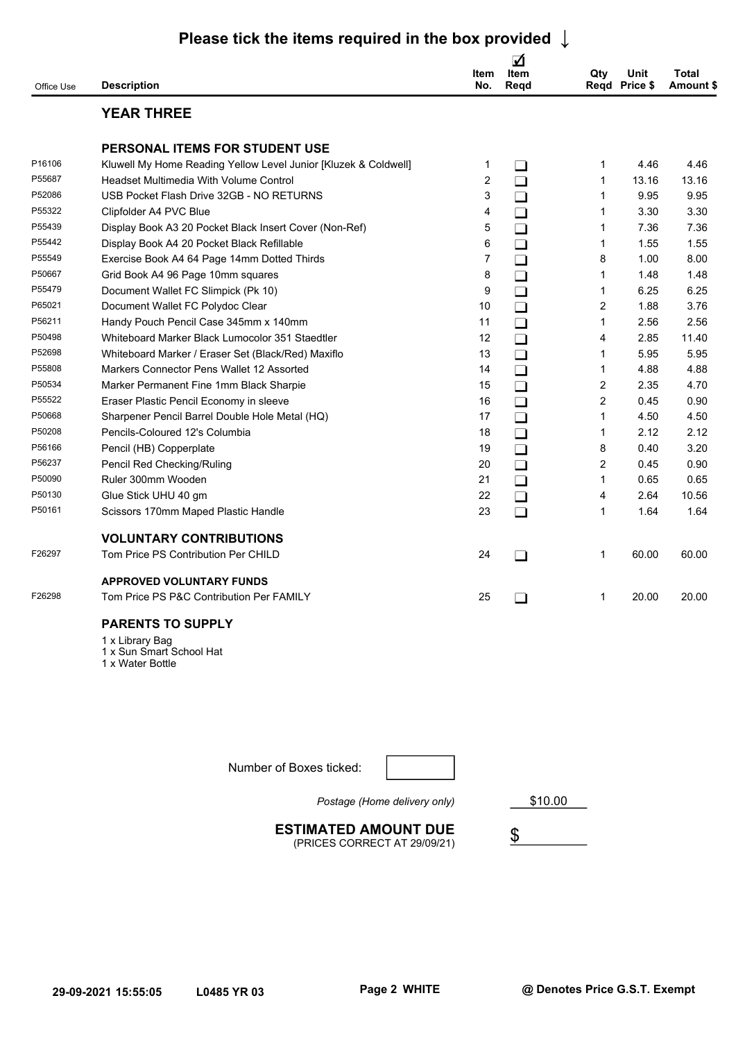## Please tick the items required in the box provided ↓

| Office Use | Description | Item No. | ☑ Item Reqd | Qty Reqd | Unit Price $ | Total Amount $ |
|---|---|---|---|---|---|---|
| | **YEAR THREE** | | | | | |
| | **PERSONAL ITEMS FOR STUDENT USE** | | | | | |
| P16106 | Kluwell My Home Reading Yellow Level Junior [Kluzek & Coldwell] | 1 | ❑ | 1 | 4.46 | 4.46 |
| P55687 | Headset Multimedia With Volume Control | 2 | ❑ | 1 | 13.16 | 13.16 |
| P52086 | USB Pocket Flash Drive 32GB - NO RETURNS | 3 | ❑ | 1 | 9.95 | 9.95 |
| P55322 | Clipfolder A4 PVC Blue | 4 | ❑ | 1 | 3.30 | 3.30 |
| P55439 | Display Book A3 20 Pocket Black Insert Cover (Non-Ref) | 5 | ❑ | 1 | 7.36 | 7.36 |
| P55442 | Display Book A4 20 Pocket Black Refillable | 6 | ❑ | 1 | 1.55 | 1.55 |
| P55549 | Exercise Book A4 64 Page 14mm Dotted Thirds | 7 | ❑ | 8 | 1.00 | 8.00 |
| P50667 | Grid Book A4 96 Page 10mm squares | 8 | ❑ | 1 | 1.48 | 1.48 |
| P55479 | Document Wallet FC Slimpick (Pk 10) | 9 | ❑ | 1 | 6.25 | 6.25 |
| P65021 | Document Wallet FC Polydoc Clear | 10 | ❑ | 2 | 1.88 | 3.76 |
| P56211 | Handy Pouch Pencil Case 345mm x 140mm | 11 | ❑ | 1 | 2.56 | 2.56 |
| P50498 | Whiteboard Marker Black Lumocolor 351 Staedtler | 12 | ❑ | 4 | 2.85 | 11.40 |
| P52698 | Whiteboard Marker / Eraser Set (Black/Red) Maxiflo | 13 | ❑ | 1 | 5.95 | 5.95 |
| P55808 | Markers Connector Pens Wallet 12 Assorted | 14 | ❑ | 1 | 4.88 | 4.88 |
| P50534 | Marker Permanent Fine 1mm Black Sharpie | 15 | ❑ | 2 | 2.35 | 4.70 |
| P55522 | Eraser Plastic Pencil Economy in sleeve | 16 | ❑ | 2 | 0.45 | 0.90 |
| P50668 | Sharpener Pencil Barrel Double Hole Metal (HQ) | 17 | ❑ | 1 | 4.50 | 4.50 |
| P50208 | Pencils-Coloured 12's Columbia | 18 | ❑ | 1 | 2.12 | 2.12 |
| P56166 | Pencil (HB) Copperplate | 19 | ❑ | 8 | 0.40 | 3.20 |
| P56237 | Pencil Red Checking/Ruling | 20 | ❑ | 2 | 0.45 | 0.90 |
| P50090 | Ruler 300mm Wooden | 21 | ❑ | 1 | 0.65 | 0.65 |
| P50130 | Glue Stick UHU 40 gm | 22 | ❑ | 4 | 2.64 | 10.56 |
| P50161 | Scissors 170mm Maped Plastic Handle | 23 | ❑ | 1 | 1.64 | 1.64 |
| | **VOLUNTARY CONTRIBUTIONS** | | | | | |
| F26297 | Tom Price PS Contribution Per CHILD | 24 | ❑ | 1 | 60.00 | 60.00 |
| | **APPROVED VOLUNTARY FUNDS** | | | | | |
| F26298 | Tom Price PS P&C Contribution Per FAMILY | 25 | ❑ | 1 | 20.00 | 20.00 |

### PARENTS TO SUPPLY

1 x Library Bag
1 x Sun Smart School Hat
1 x Water Bottle

Number of Boxes ticked: ______

*Postage (Home delivery only)* $10.00

**ESTIMATED AMOUNT DUE** $ ______
(PRICES CORRECT AT 29/09/21)

29-09-2021 15:55:05 L0485 YR 03 **Page 2 WHITE** **@ Denotes Price G.S.T. Exempt**